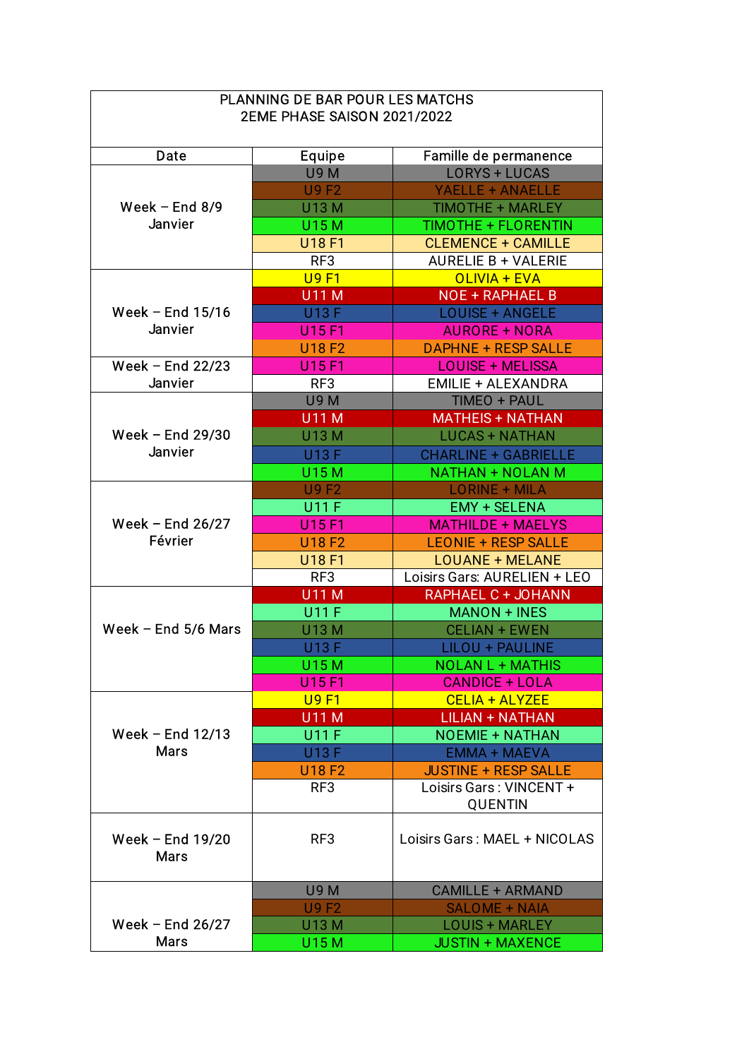PLANNING DE BAR POUR LES MATCHS
2EME PHASE SAISON 2021/2022

| Date | Equipe | Famille de permanence |
|---|---|---|
| Week – End 8/9 Janvier | U9 M | LORYS + LUCAS |
| | U9 F2 | YAELLE + ANAELLE |
| | U13 M | TIMOTHE + MARLEY |
| | U15 M | TIMOTHE + FLORENTIN |
| | U18 F1 | CLEMENCE + CAMILLE |
| | RF3 | AURELIE B + VALERIE |
| Week – End 15/16 Janvier | U9 F1 | OLIVIA + EVA |
| | U11 M | NOE + RAPHAEL B |
| | U13 F | LOUISE + ANGELE |
| | U15 F1 | AURORE + NORA |
| | U18 F2 | DAPHNE + RESP SALLE |
| Week – End 22/23 Janvier | U15 F1 | LOUISE + MELISSA |
| | RF3 | EMILIE + ALEXANDRA |
| Week – End 29/30 Janvier | U9 M | TIMEO + PAUL |
| | U11 M | MATHEIS + NATHAN |
| | U13 M | LUCAS + NATHAN |
| | U13 F | CHARLINE + GABRIELLE |
| | U15 M | NATHAN + NOLAN M |
| Week – End 26/27 Février | U9 F2 | LORINE + MILA |
| | U11 F | EMY + SELENA |
| | U15 F1 | MATHILDE + MAELYS |
| | U18 F2 | LEONIE + RESP SALLE |
| | U18 F1 | LOUANE + MELANE |
| | RF3 | Loisirs Gars: AURELIEN + LEO |
| Week – End 5/6 Mars | U11 M | RAPHAEL C + JOHANN |
| | U11 F | MANON + INES |
| | U13 M | CELIAN + EWEN |
| | U13 F | LILOU + PAULINE |
| | U15 M | NOLAN L + MATHIS |
| | U15 F1 | CANDICE + LOLA |
| Week – End 12/13 Mars | U9 F1 | CELIA + ALYZEE |
| | U11 M | LILIAN + NATHAN |
| | U11 F | NOEMIE + NATHAN |
| | U13 F | EMMA + MAEVA |
| | U18 F2 | JUSTINE + RESP SALLE |
| | RF3 | Loisirs Gars : VINCENT + QUENTIN |
| Week – End 19/20 Mars | RF3 | Loisirs Gars : MAEL + NICOLAS |
| Week – End 26/27 Mars | U9 M | CAMILLE + ARMAND |
| | U9 F2 | SALOME + NAIA |
| | U13 M | LOUIS + MARLEY |
| | U15 M | JUSTIN + MAXENCE |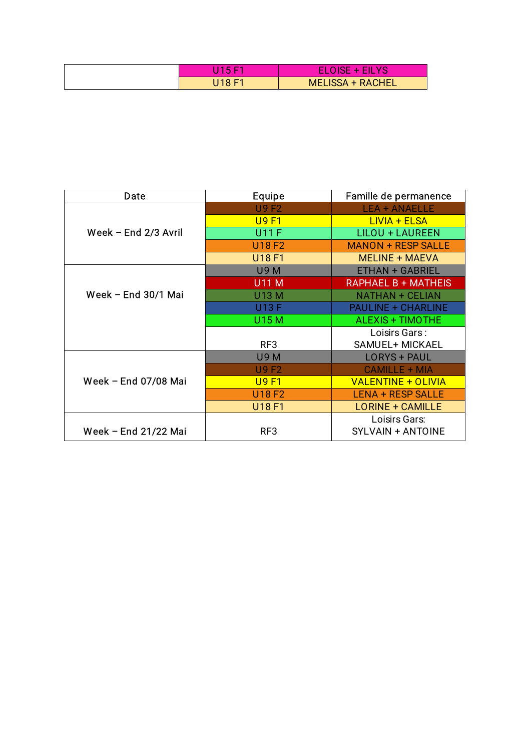| | | |
|---|---|---|
| | U15 F1 | ELOISE + EILYS |
| | U18 F1 | MELISSA + RACHEL |

| Date | Equipe | Famille de permanence |
|---|---|---|
| Week – End 2/3 Avril | U9 F2 | LEA + ANAELLE |
| | U9 F1 | LIVIA + ELSA |
| | U11 F | LILOU + LAUREEN |
| | U18 F2 | MANON + RESP SALLE |
| | U18 F1 | MELINE + MAEVA |
| Week – End 30/1 Mai | U9 M | ETHAN + GABRIEL |
| | U11 M | RAPHAEL B + MATHEIS |
| | U13 M | NATHAN + CELIAN |
| | U13 F | PAULINE + CHARLINE |
| | U15 M | ALEXIS + TIMOTHE |
| | RF3 | Loisirs Gars : SAMUEL+ MICKAEL |
| Week – End 07/08 Mai | U9 M | LORYS + PAUL |
| | U9 F2 | CAMILLE + MIA |
| | U9 F1 | VALENTINE + OLIVIA |
| | U18 F2 | LENA + RESP SALLE |
| | U18 F1 | LORINE + CAMILLE |
| Week – End 21/22 Mai | RF3 | Loisirs Gars: SYLVAIN + ANTOINE |